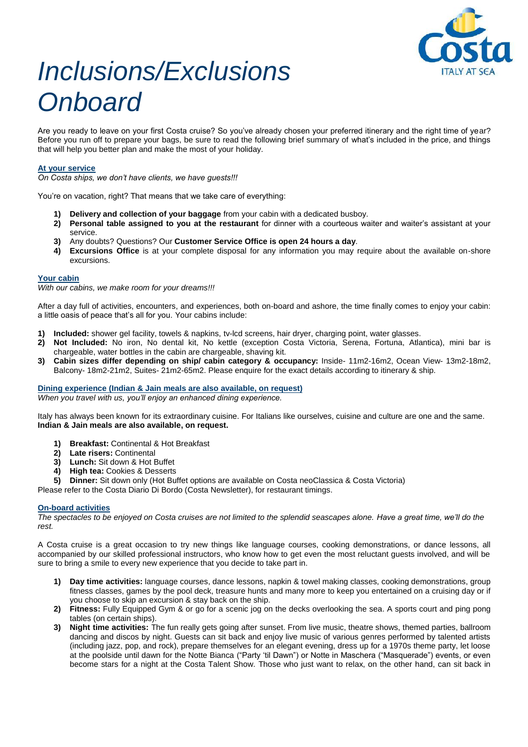# Inclusions/Exclusions Onboard

Are you ready to leave on your first Costa cruise? So you've already chosen your preferred itinerary and the right time of year? Before you run off to prepare your bags, be sure to read the following brief summary of what's included in the price, and things that will help you better plan and make the most of your holiday.

## At your service

*On Costa ships, we don't have clients, we have guests!!!*

You're on vacation, right? That means that we take care of everything:

1) **Delivery and collection of your baggage** from your cabin with a dedicated busboy.
2) **Personal table assigned to you at the restaurant** for dinner with a courteous waiter and waiter's assistant at your service.
3) Any doubts? Questions? Our **Customer Service Office is open 24 hours a day**.
4) **Excursions Office** is at your complete disposal for any information you may require about the available on-shore excursions.

## Your cabin

*With our cabins, we make room for your dreams!!!*

After a day full of activities, encounters, and experiences, both on-board and ashore, the time finally comes to enjoy your cabin: a little oasis of peace that's all for you. Your cabins include:

1) **Included:** shower gel facility, towels & napkins, tv-lcd screens, hair dryer, charging point, water glasses.
2) **Not Included:** No iron, No dental kit, No kettle (exception Costa Victoria, Serena, Fortuna, Atlantica), mini bar is chargeable, water bottles in the cabin are chargeable, shaving kit.
3) **Cabin sizes differ depending on ship/ cabin category & occupancy:** Inside- 11m2-16m2, Ocean View- 13m2-18m2, Balcony- 18m2-21m2, Suites- 21m2-65m2. Please enquire for the exact details according to itinerary & ship.

## Dining experience (Indian & Jain meals are also available, on request)

*When you travel with us, you'll enjoy an enhanced dining experience.*

Italy has always been known for its extraordinary cuisine. For Italians like ourselves, cuisine and culture are one and the same. **Indian & Jain meals are also available, on request.**

1) **Breakfast:** Continental & Hot Breakfast
2) **Late risers:** Continental
3) **Lunch:** Sit down & Hot Buffet
4) **High tea:** Cookies & Desserts
5) **Dinner:** Sit down only (Hot Buffet options are available on Costa neoClassica & Costa Victoria)

Please refer to the Costa Diario Di Bordo (Costa Newsletter), for restaurant timings.

## On-board activities

*The spectacles to be enjoyed on Costa cruises are not limited to the splendid seascapes alone. Have a great time, we'll do the rest.*

A Costa cruise is a great occasion to try new things like language courses, cooking demonstrations, or dance lessons, all accompanied by our skilled professional instructors, who know how to get even the most reluctant guests involved, and will be sure to bring a smile to every new experience that you decide to take part in.

1) **Day time activities:** language courses, dance lessons, napkin & towel making classes, cooking demonstrations, group fitness classes, games by the pool deck, treasure hunts and many more to keep you entertained on a cruising day or if you choose to skip an excursion & stay back on the ship.
2) **Fitness:** Fully Equipped Gym & or go for a scenic jog on the decks overlooking the sea. A sports court and ping pong tables (on certain ships).
3) **Night time activities:** The fun really gets going after sunset. From live music, theatre shows, themed parties, ballroom dancing and discos by night. Guests can sit back and enjoy live music of various genres performed by talented artists (including jazz, pop, and rock), prepare themselves for an elegant evening, dress up for a 1970s theme party, let loose at the poolside until dawn for the Notte Bianca ("Party 'til Dawn") or Notte in Maschera ("Masquerade") events, or even become stars for a night at the Costa Talent Show. Those who just want to relax, on the other hand, can sit back in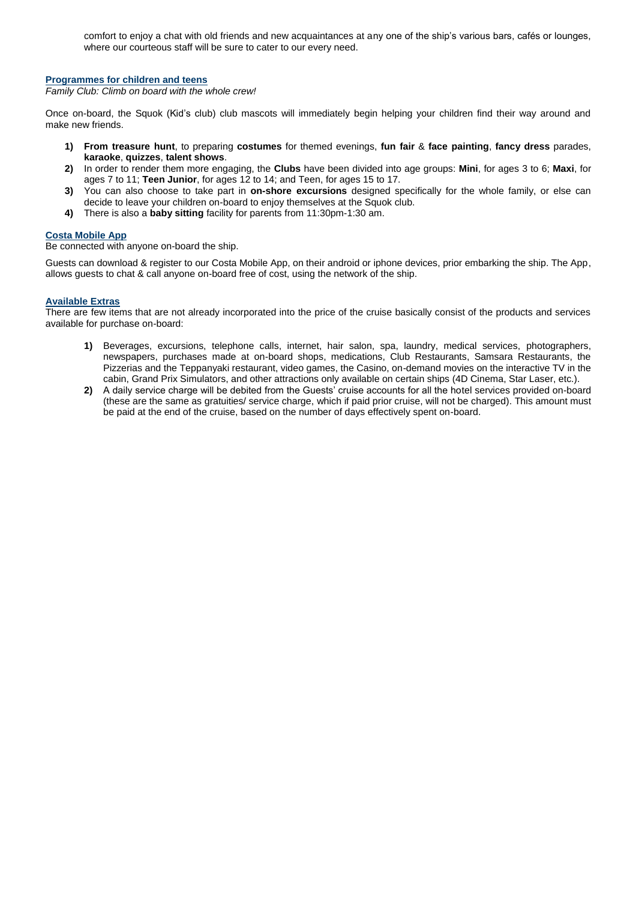comfort to enjoy a chat with old friends and new acquaintances at any one of the ship's various bars, cafés or lounges, where our courteous staff will be sure to cater to our every need.

### Programmes for children and teens

*Family Club: Climb on board with the whole crew!*

Once on-board, the Squok (Kid's club) club mascots will immediately begin helping your children find their way around and make new friends.

1) **From treasure hunt**, to preparing **costumes** for themed evenings, **fun fair** & **face painting**, **fancy dress** parades, **karaoke**, **quizzes**, **talent shows**.
2) In order to render them more engaging, the **Clubs** have been divided into age groups: **Mini**, for ages 3 to 6; **Maxi**, for ages 7 to 11; **Teen Junior**, for ages 12 to 14; and Teen, for ages 15 to 17.
3) You can also choose to take part in **on-shore excursions** designed specifically for the whole family, or else can decide to leave your children on-board to enjoy themselves at the Squok club.
4) There is also a **baby sitting** facility for parents from 11:30pm-1:30 am.

### Costa Mobile App

Be connected with anyone on-board the ship.

Guests can download & register to our Costa Mobile App, on their android or iphone devices, prior embarking the ship. The App, allows guests to chat & call anyone on-board free of cost, using the network of the ship.

### Available Extras

There are few items that are not already incorporated into the price of the cruise basically consist of the products and services available for purchase on-board:

1) Beverages, excursions, telephone calls, internet, hair salon, spa, laundry, medical services, photographers, newspapers, purchases made at on-board shops, medications, Club Restaurants, Samsara Restaurants, the Pizzerias and the Teppanyaki restaurant, video games, the Casino, on-demand movies on the interactive TV in the cabin, Grand Prix Simulators, and other attractions only available on certain ships (4D Cinema, Star Laser, etc.).
2) A daily service charge will be debited from the Guests' cruise accounts for all the hotel services provided on-board (these are the same as gratuities/ service charge, which if paid prior cruise, will not be charged). This amount must be paid at the end of the cruise, based on the number of days effectively spent on-board.